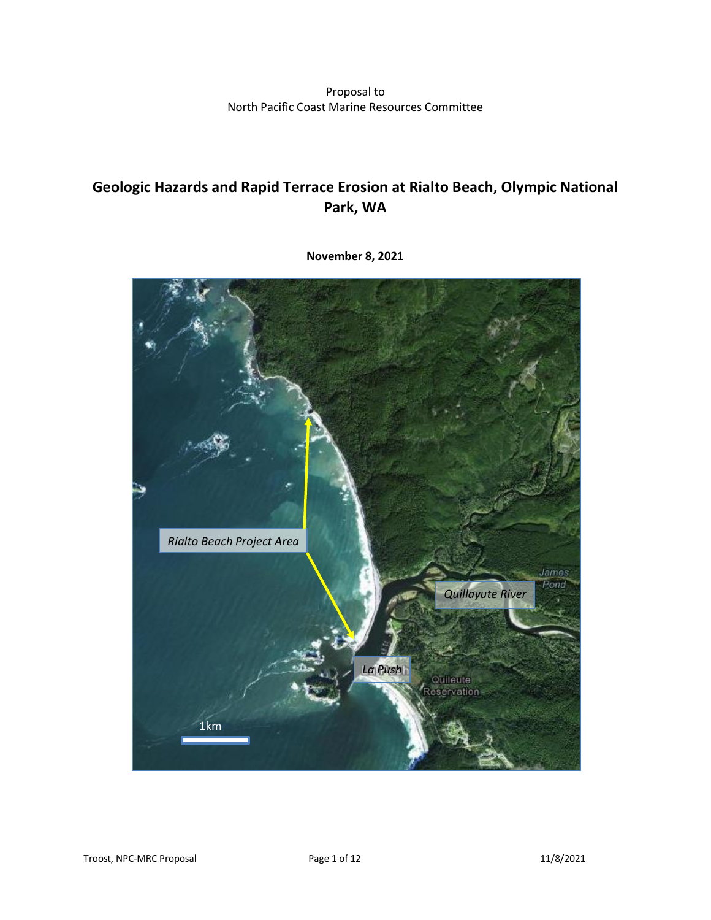Proposal to
North Pacific Coast Marine Resources Committee

# Geologic Hazards and Rapid Terrace Erosion at Rialto Beach, Olympic National Park, WA

**November 8, 2021**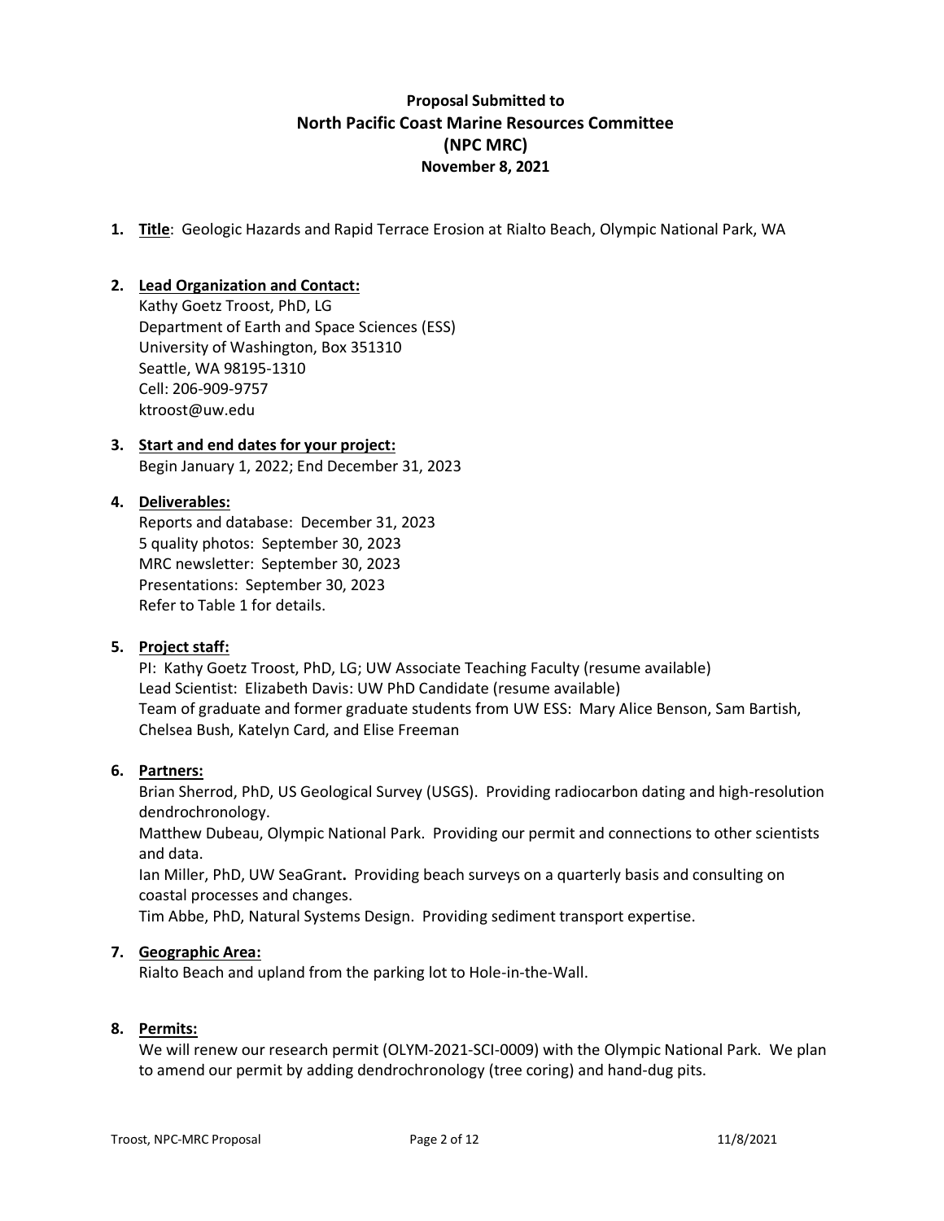**Proposal Submitted to**
**North Pacific Coast Marine Resources Committee**
**(NPC MRC)**
**November 8, 2021**

1. **Title**: Geologic Hazards and Rapid Terrace Erosion at Rialto Beach, Olympic National Park, WA

2. **Lead Organization and Contact:**
   Kathy Goetz Troost, PhD, LG
   Department of Earth and Space Sciences (ESS)
   University of Washington, Box 351310
   Seattle, WA 98195-1310
   Cell: 206-909-9757
   ktroost@uw.edu

3. **Start and end dates for your project:**
   Begin January 1, 2022; End December 31, 2023

4. **Deliverables:**
   Reports and database: December 31, 2023
   5 quality photos: September 30, 2023
   MRC newsletter: September 30, 2023
   Presentations: September 30, 2023
   Refer to Table 1 for details.

5. **Project staff:**
   PI: Kathy Goetz Troost, PhD, LG; UW Associate Teaching Faculty (resume available)
   Lead Scientist: Elizabeth Davis: UW PhD Candidate (resume available)
   Team of graduate and former graduate students from UW ESS: Mary Alice Benson, Sam Bartish, Chelsea Bush, Katelyn Card, and Elise Freeman

6. **Partners:**
   Brian Sherrod, PhD, US Geological Survey (USGS). Providing radiocarbon dating and high-resolution dendrochronology.
   Matthew Dubeau, Olympic National Park. Providing our permit and connections to other scientists and data.
   Ian Miller, PhD, UW SeaGrant**.** Providing beach surveys on a quarterly basis and consulting on coastal processes and changes.
   Tim Abbe, PhD, Natural Systems Design. Providing sediment transport expertise.

7. **Geographic Area:**
   Rialto Beach and upland from the parking lot to Hole-in-the-Wall.

8. **Permits:**
   We will renew our research permit (OLYM-2021-SCI-0009) with the Olympic National Park. We plan to amend our permit by adding dendrochronology (tree coring) and hand-dug pits.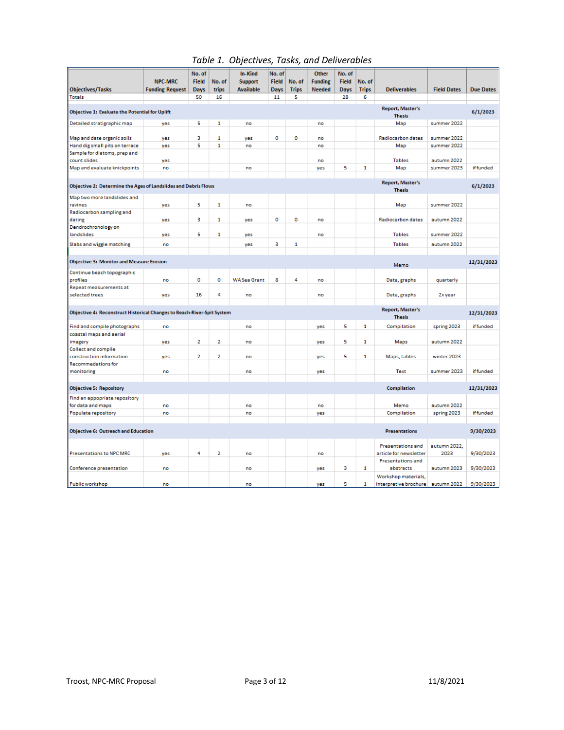*Table 1. Objectives, Tasks, and Deliverables*

| Objectives/Tasks | NPC-MRC Funding Request | No. of Field Days | No. of trips | In-Kind Support Available | No. of Field Days | No. of Trips | Other Funding Needed | No. of Field Days | No. of Trips | Deliverables | Field Dates | Due Dates |
|---|---|---|---|---|---|---|---|---|---|---|---|---|
| Totals | | 50 | 16 | | 11 | 5 | | 28 | 6 | | | |
| **Objective 1: Evaluate the Potential for Uplift** | | | | | | | | | | **Report, Master's Thesis** | | **6/1/2023** |
| Detailed stratigraphic map | yes | 5 | 1 | no | | | no | | | Map | summer 2022 | |
| Map and date organic soils | yes | 3 | 1 | yes | 0 | 0 | no | | | Radiocarbon dates | summer 2022 | |
| Hand dig small pits on terrace | yes | 5 | 1 | no | | | no | | | Map | summer 2022 | |
| Sample for diatoms, prep and count slides | yes | | | | | | no | | | Tables | autumn 2022 | |
| Map and evaluate knickpoints | no | | | no | | | yes | 5 | 1 | Map | summer 2023 | if funded |
| **Objective 2: Determine the Ages of Landslides and Debris Flows** | | | | | | | | | | **Report, Master's Thesis** | | **6/1/2023** |
| Map two more landslides and ravines | yes | 5 | 1 | no | | | | | | Map | summer 2022 | |
| Radiocarbon sampling and dating | yes | 3 | 1 | yes | 0 | 0 | no | | | Radiocarbon dates | autumn 2022 | |
| Dendrochronology on landslides | yes | 5 | 1 | yes | | | no | | | Tables | summer 2022 | |
| Slabs and wiggle matching | no | | | yes | 3 | 1 | | | | Tables | autumn 2022 | |
| **Objective 3: Monitor and Measure Erosion** | | | | | | | | | | **Memo** | | **12/31/2023** |
| Continue beach topographic profiles | no | 0 | 0 | WA Sea Grant | 8 | 4 | no | | | Data, graphs | quarterly | |
| Repeat measurements at selected trees | yes | 16 | 4 | no | | | no | | | Data, graphs | 2x year | |
| **Objective 4: Reconstruct Historical Changes to Beach-River-Spit System** | | | | | | | | | | **Report, Master's Thesis** | | **12/31/2023** |
| Find and compile photographs | no | | | no | | | yes | 5 | 1 | Compilation | spring 2023 | if funded |
| coastal maps and aerial imagery | yes | 2 | 2 | no | | | yes | 5 | 1 | Maps | autumn 2022 | |
| Collect and compile construction information | yes | 2 | 2 | no | | | yes | 5 | 1 | Maps, tables | winter 2023 | |
| Recommedations for monitoring | no | | | no | | | yes | | | Text | summer 2023 | if funded |
| **Objective 5: Repository** | | | | | | | | | | **Compilation** | | **12/31/2023** |
| Find an appropriate repository for data and maps | no | | | no | | | no | | | Memo | autumn 2022 | |
| Populate repository | no | | | no | | | yes | | | Compilation | spring 2023 | if funded |
| **Objective 6: Outreach and Education** | | | | | | | | | | **Presentations** | | **9/30/2023** |
| Presentations to NPC MRC | yes | 4 | 2 | no | | | no | | | Presentations and article for newsletter | autumn 2022, 2023 | 9/30/2023 |
| Conference presentation | no | | | no | | | yes | 3 | 1 | Presentations and abstracts | autumn 2023 | 9/30/2023 |
| Public workshop | no | | | no | | | yes | 5 | 1 | Workshop materials, interpretive brochure | autumn 2022 | 9/30/2023 |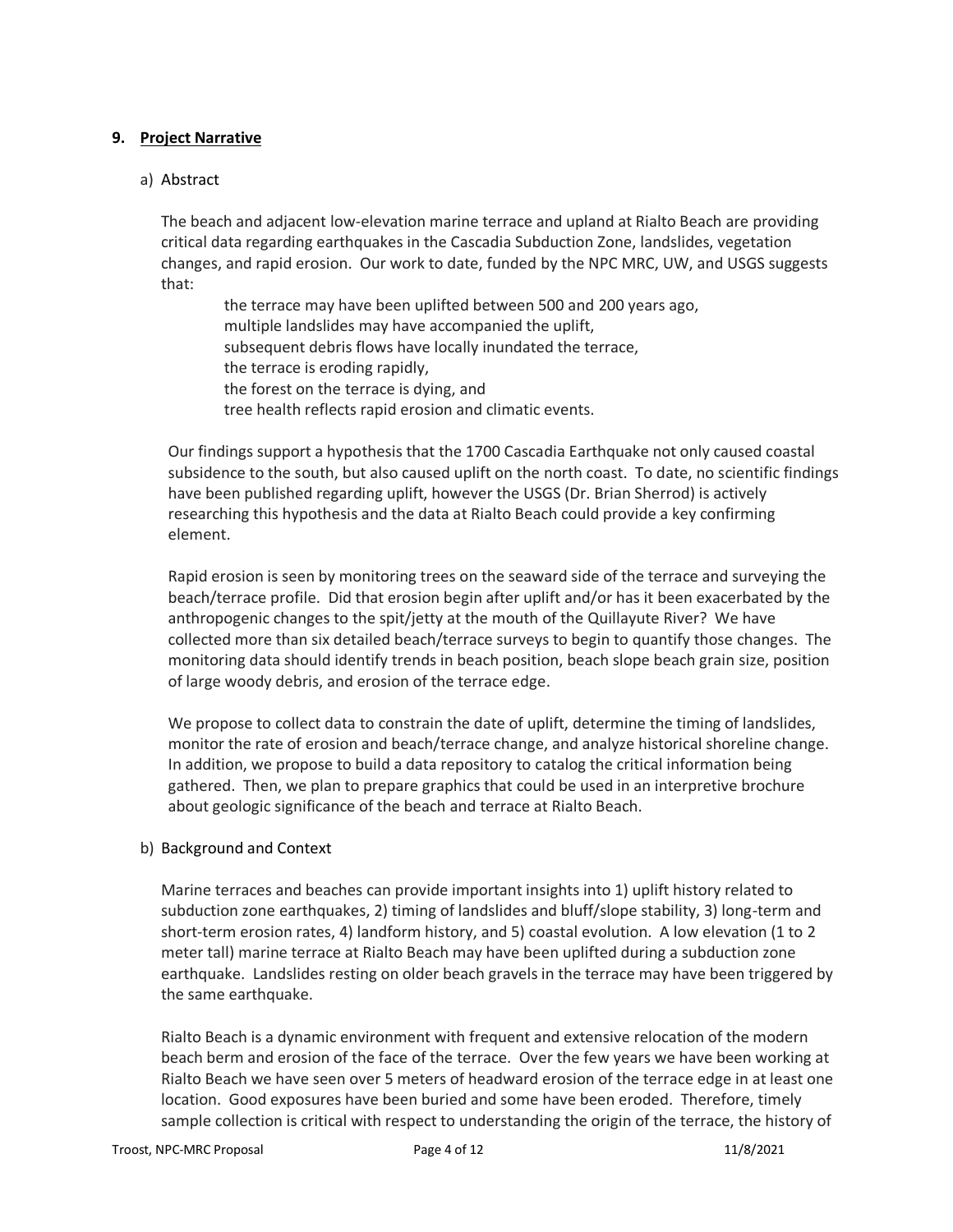## 9. Project Narrative

### a) Abstract

The beach and adjacent low-elevation marine terrace and upland at Rialto Beach are providing critical data regarding earthquakes in the Cascadia Subduction Zone, landslides, vegetation changes, and rapid erosion. Our work to date, funded by the NPC MRC, UW, and USGS suggests that:

- the terrace may have been uplifted between 500 and 200 years ago,
- multiple landslides may have accompanied the uplift,
- subsequent debris flows have locally inundated the terrace,
- the terrace is eroding rapidly,
- the forest on the terrace is dying, and
- tree health reflects rapid erosion and climatic events.

Our findings support a hypothesis that the 1700 Cascadia Earthquake not only caused coastal subsidence to the south, but also caused uplift on the north coast. To date, no scientific findings have been published regarding uplift, however the USGS (Dr. Brian Sherrod) is actively researching this hypothesis and the data at Rialto Beach could provide a key confirming element.

Rapid erosion is seen by monitoring trees on the seaward side of the terrace and surveying the beach/terrace profile. Did that erosion begin after uplift and/or has it been exacerbated by the anthropogenic changes to the spit/jetty at the mouth of the Quillayute River? We have collected more than six detailed beach/terrace surveys to begin to quantify those changes. The monitoring data should identify trends in beach position, beach slope beach grain size, position of large woody debris, and erosion of the terrace edge.

We propose to collect data to constrain the date of uplift, determine the timing of landslides, monitor the rate of erosion and beach/terrace change, and analyze historical shoreline change. In addition, we propose to build a data repository to catalog the critical information being gathered. Then, we plan to prepare graphics that could be used in an interpretive brochure about geologic significance of the beach and terrace at Rialto Beach.

### b) Background and Context

Marine terraces and beaches can provide important insights into 1) uplift history related to subduction zone earthquakes, 2) timing of landslides and bluff/slope stability, 3) long-term and short-term erosion rates, 4) landform history, and 5) coastal evolution. A low elevation (1 to 2 meter tall) marine terrace at Rialto Beach may have been uplifted during a subduction zone earthquake. Landslides resting on older beach gravels in the terrace may have been triggered by the same earthquake.

Rialto Beach is a dynamic environment with frequent and extensive relocation of the modern beach berm and erosion of the face of the terrace. Over the few years we have been working at Rialto Beach we have seen over 5 meters of headward erosion of the terrace edge in at least one location. Good exposures have been buried and some have been eroded. Therefore, timely sample collection is critical with respect to understanding the origin of the terrace, the history of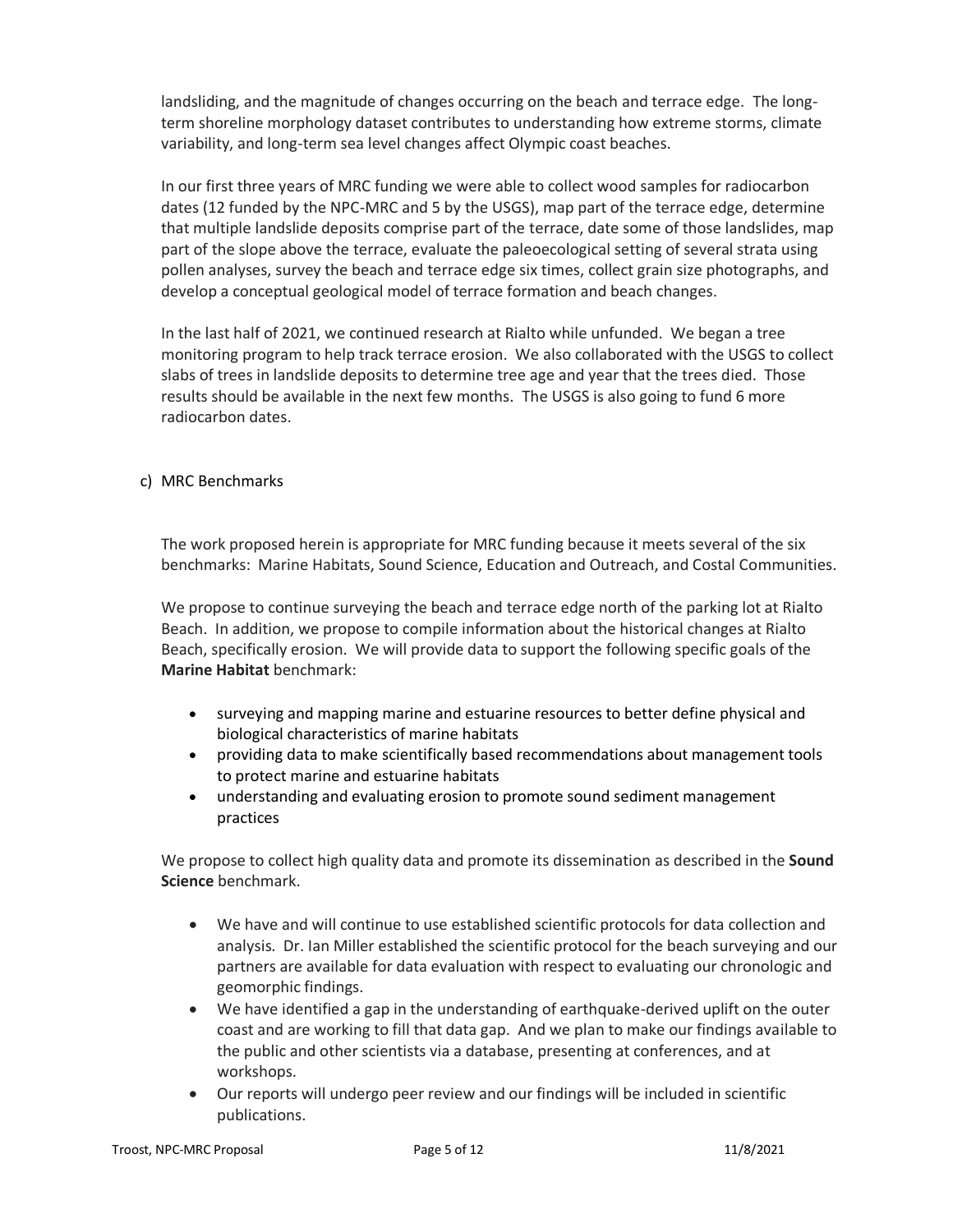landsliding, and the magnitude of changes occurring on the beach and terrace edge. The long-term shoreline morphology dataset contributes to understanding how extreme storms, climate variability, and long-term sea level changes affect Olympic coast beaches.

In our first three years of MRC funding we were able to collect wood samples for radiocarbon dates (12 funded by the NPC-MRC and 5 by the USGS), map part of the terrace edge, determine that multiple landslide deposits comprise part of the terrace, date some of those landslides, map part of the slope above the terrace, evaluate the paleoecological setting of several strata using pollen analyses, survey the beach and terrace edge six times, collect grain size photographs, and develop a conceptual geological model of terrace formation and beach changes.

In the last half of 2021, we continued research at Rialto while unfunded. We began a tree monitoring program to help track terrace erosion. We also collaborated with the USGS to collect slabs of trees in landslide deposits to determine tree age and year that the trees died. Those results should be available in the next few months. The USGS is also going to fund 6 more radiocarbon dates.

c) MRC Benchmarks

The work proposed herein is appropriate for MRC funding because it meets several of the six benchmarks: Marine Habitats, Sound Science, Education and Outreach, and Costal Communities.

We propose to continue surveying the beach and terrace edge north of the parking lot at Rialto Beach. In addition, we propose to compile information about the historical changes at Rialto Beach, specifically erosion. We will provide data to support the following specific goals of the **Marine Habitat** benchmark:

- surveying and mapping marine and estuarine resources to better define physical and biological characteristics of marine habitats
- providing data to make scientifically based recommendations about management tools to protect marine and estuarine habitats
- understanding and evaluating erosion to promote sound sediment management practices

We propose to collect high quality data and promote its dissemination as described in the **Sound Science** benchmark.

- We have and will continue to use established scientific protocols for data collection and analysis. Dr. Ian Miller established the scientific protocol for the beach surveying and our partners are available for data evaluation with respect to evaluating our chronologic and geomorphic findings.
- We have identified a gap in the understanding of earthquake-derived uplift on the outer coast and are working to fill that data gap. And we plan to make our findings available to the public and other scientists via a database, presenting at conferences, and at workshops.
- Our reports will undergo peer review and our findings will be included in scientific publications.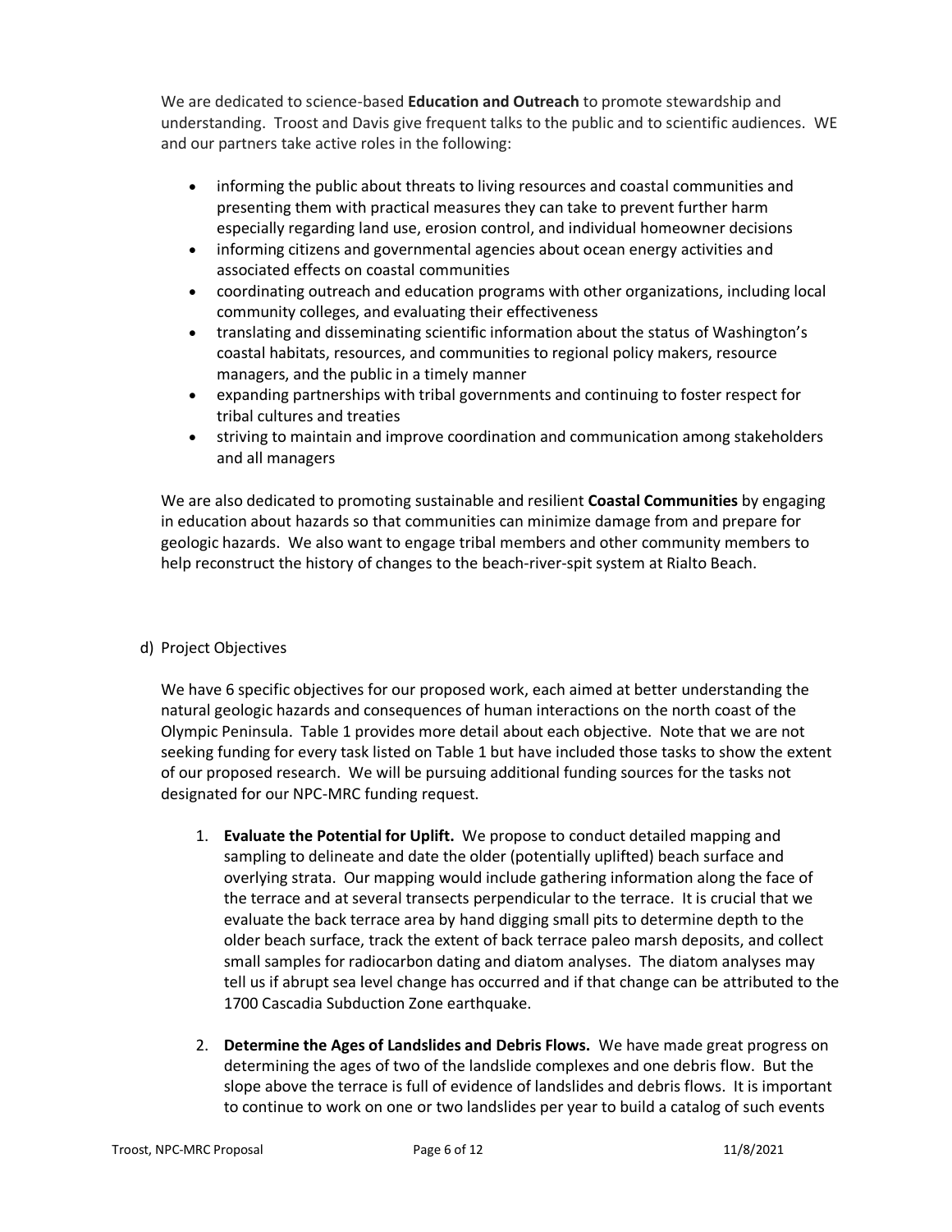We are dedicated to science-based **Education and Outreach** to promote stewardship and understanding. Troost and Davis give frequent talks to the public and to scientific audiences. WE and our partners take active roles in the following:

- informing the public about threats to living resources and coastal communities and presenting them with practical measures they can take to prevent further harm especially regarding land use, erosion control, and individual homeowner decisions
- informing citizens and governmental agencies about ocean energy activities and associated effects on coastal communities
- coordinating outreach and education programs with other organizations, including local community colleges, and evaluating their effectiveness
- translating and disseminating scientific information about the status of Washington's coastal habitats, resources, and communities to regional policy makers, resource managers, and the public in a timely manner
- expanding partnerships with tribal governments and continuing to foster respect for tribal cultures and treaties
- striving to maintain and improve coordination and communication among stakeholders and all managers

We are also dedicated to promoting sustainable and resilient **Coastal Communities** by engaging in education about hazards so that communities can minimize damage from and prepare for geologic hazards. We also want to engage tribal members and other community members to help reconstruct the history of changes to the beach-river-spit system at Rialto Beach.

d) Project Objectives

We have 6 specific objectives for our proposed work, each aimed at better understanding the natural geologic hazards and consequences of human interactions on the north coast of the Olympic Peninsula. Table 1 provides more detail about each objective. Note that we are not seeking funding for every task listed on Table 1 but have included those tasks to show the extent of our proposed research. We will be pursuing additional funding sources for the tasks not designated for our NPC-MRC funding request.

1. **Evaluate the Potential for Uplift.** We propose to conduct detailed mapping and sampling to delineate and date the older (potentially uplifted) beach surface and overlying strata. Our mapping would include gathering information along the face of the terrace and at several transects perpendicular to the terrace. It is crucial that we evaluate the back terrace area by hand digging small pits to determine depth to the older beach surface, track the extent of back terrace paleo marsh deposits, and collect small samples for radiocarbon dating and diatom analyses. The diatom analyses may tell us if abrupt sea level change has occurred and if that change can be attributed to the 1700 Cascadia Subduction Zone earthquake.
2. **Determine the Ages of Landslides and Debris Flows.** We have made great progress on determining the ages of two of the landslide complexes and one debris flow. But the slope above the terrace is full of evidence of landslides and debris flows. It is important to continue to work on one or two landslides per year to build a catalog of such events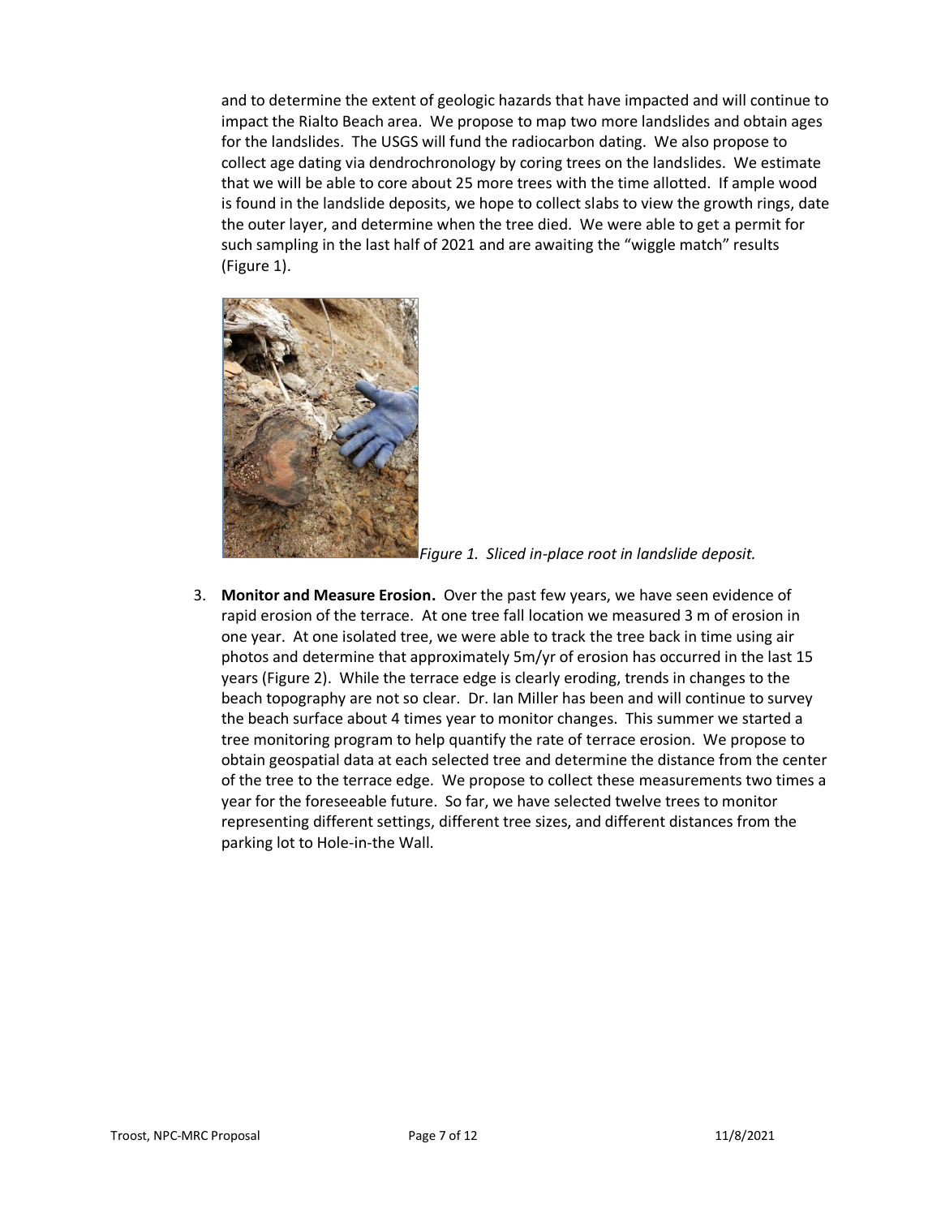and to determine the extent of geologic hazards that have impacted and will continue to impact the Rialto Beach area. We propose to map two more landslides and obtain ages for the landslides. The USGS will fund the radiocarbon dating. We also propose to collect age dating via dendrochronology by coring trees on the landslides. We estimate that we will be able to core about 25 more trees with the time allotted. If ample wood is found in the landslide deposits, we hope to collect slabs to view the growth rings, date the outer layer, and determine when the tree died. We were able to get a permit for such sampling in the last half of 2021 and are awaiting the "wiggle match" results (Figure 1).

*Figure 1. Sliced in-place root in landslide deposit.*

3. **Monitor and Measure Erosion.** Over the past few years, we have seen evidence of rapid erosion of the terrace. At one tree fall location we measured 3 m of erosion in one year. At one isolated tree, we were able to track the tree back in time using air photos and determine that approximately 5m/yr of erosion has occurred in the last 15 years (Figure 2). While the terrace edge is clearly eroding, trends in changes to the beach topography are not so clear. Dr. Ian Miller has been and will continue to survey the beach surface about 4 times year to monitor changes. This summer we started a tree monitoring program to help quantify the rate of terrace erosion. We propose to obtain geospatial data at each selected tree and determine the distance from the center of the tree to the terrace edge. We propose to collect these measurements two times a year for the foreseeable future. So far, we have selected twelve trees to monitor representing different settings, different tree sizes, and different distances from the parking lot to Hole-in-the Wall.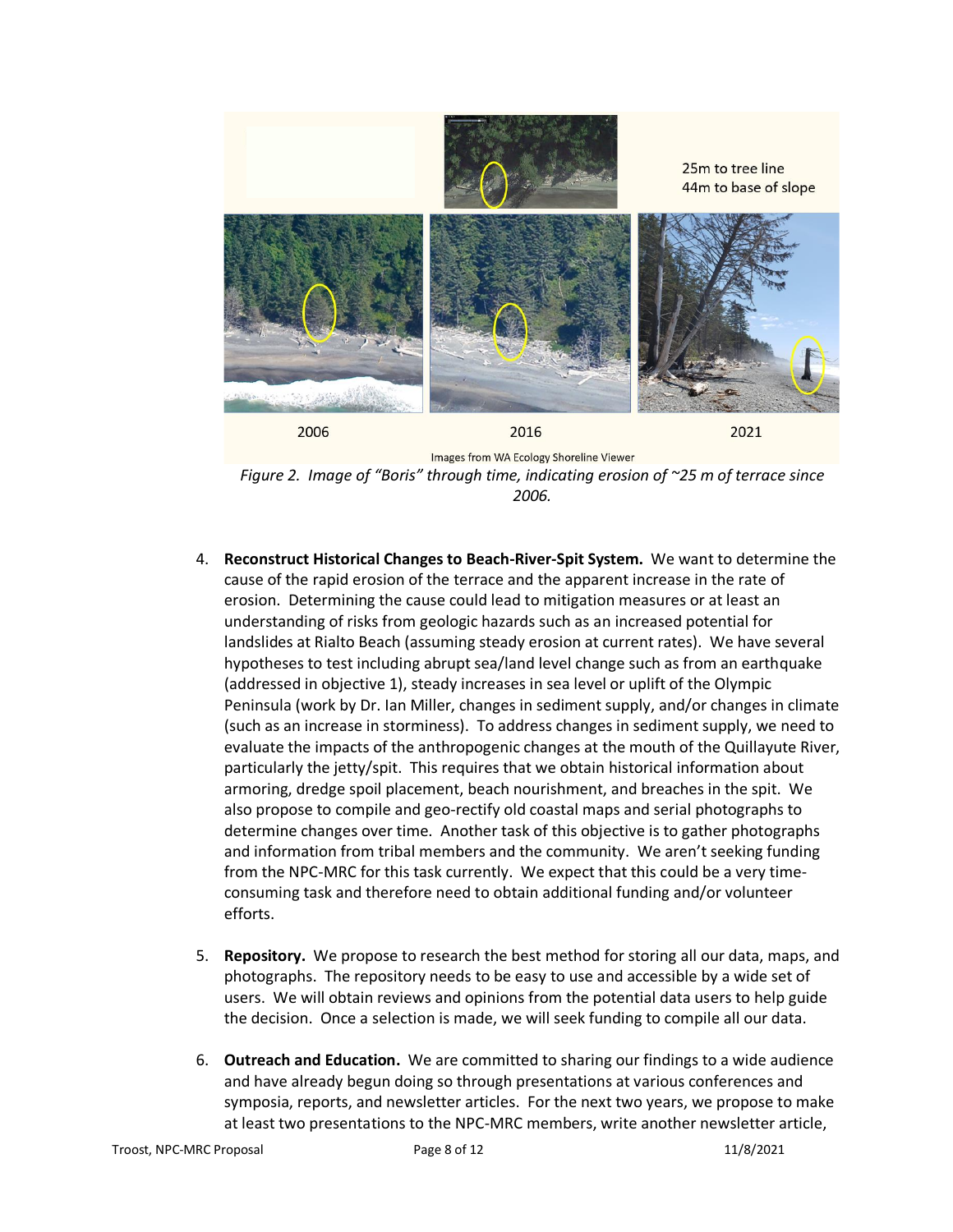25m to tree line
44m to base of slope

2006 2016 2021

Images from WA Ecology Shoreline Viewer

*Figure 2. Image of "Boris" through time, indicating erosion of ~25 m of terrace since 2006.*

4. **Reconstruct Historical Changes to Beach-River-Spit System.** We want to determine the cause of the rapid erosion of the terrace and the apparent increase in the rate of erosion. Determining the cause could lead to mitigation measures or at least an understanding of risks from geologic hazards such as an increased potential for landslides at Rialto Beach (assuming steady erosion at current rates). We have several hypotheses to test including abrupt sea/land level change such as from an earthquake (addressed in objective 1), steady increases in sea level or uplift of the Olympic Peninsula (work by Dr. Ian Miller, changes in sediment supply, and/or changes in climate (such as an increase in storminess). To address changes in sediment supply, we need to evaluate the impacts of the anthropogenic changes at the mouth of the Quillayute River, particularly the jetty/spit. This requires that we obtain historical information about armoring, dredge spoil placement, beach nourishment, and breaches in the spit. We also propose to compile and geo-rectify old coastal maps and serial photographs to determine changes over time. Another task of this objective is to gather photographs and information from tribal members and the community. We aren't seeking funding from the NPC-MRC for this task currently. We expect that this could be a very time-consuming task and therefore need to obtain additional funding and/or volunteer efforts.

5. **Repository.** We propose to research the best method for storing all our data, maps, and photographs. The repository needs to be easy to use and accessible by a wide set of users. We will obtain reviews and opinions from the potential data users to help guide the decision. Once a selection is made, we will seek funding to compile all our data.

6. **Outreach and Education.** We are committed to sharing our findings to a wide audience and have already begun doing so through presentations at various conferences and symposia, reports, and newsletter articles. For the next two years, we propose to make at least two presentations to the NPC-MRC members, write another newsletter article,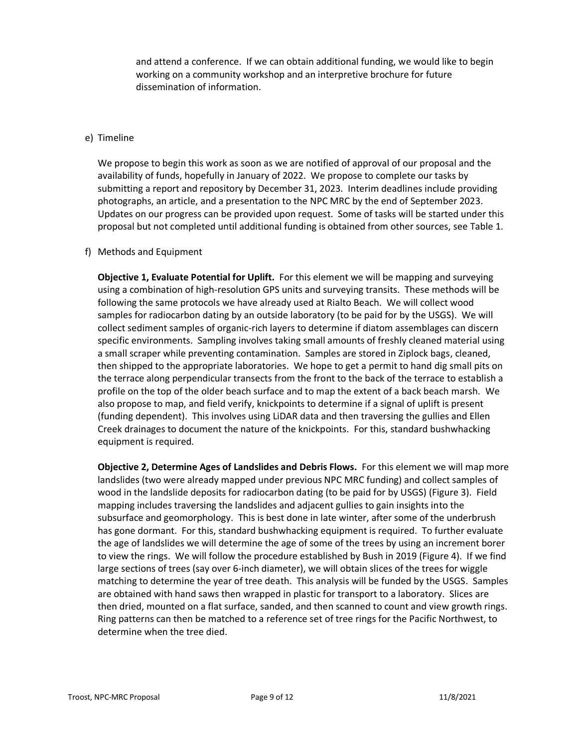and attend a conference. If we can obtain additional funding, we would like to begin working on a community workshop and an interpretive brochure for future dissemination of information.

e) Timeline

We propose to begin this work as soon as we are notified of approval of our proposal and the availability of funds, hopefully in January of 2022. We propose to complete our tasks by submitting a report and repository by December 31, 2023. Interim deadlines include providing photographs, an article, and a presentation to the NPC MRC by the end of September 2023. Updates on our progress can be provided upon request. Some of tasks will be started under this proposal but not completed until additional funding is obtained from other sources, see Table 1.

f) Methods and Equipment

**Objective 1, Evaluate Potential for Uplift.** For this element we will be mapping and surveying using a combination of high-resolution GPS units and surveying transits. These methods will be following the same protocols we have already used at Rialto Beach. We will collect wood samples for radiocarbon dating by an outside laboratory (to be paid for by the USGS). We will collect sediment samples of organic-rich layers to determine if diatom assemblages can discern specific environments. Sampling involves taking small amounts of freshly cleaned material using a small scraper while preventing contamination. Samples are stored in Ziplock bags, cleaned, then shipped to the appropriate laboratories. We hope to get a permit to hand dig small pits on the terrace along perpendicular transects from the front to the back of the terrace to establish a profile on the top of the older beach surface and to map the extent of a back beach marsh. We also propose to map, and field verify, knickpoints to determine if a signal of uplift is present (funding dependent). This involves using LiDAR data and then traversing the gullies and Ellen Creek drainages to document the nature of the knickpoints. For this, standard bushwhacking equipment is required.

**Objective 2, Determine Ages of Landslides and Debris Flows.** For this element we will map more landslides (two were already mapped under previous NPC MRC funding) and collect samples of wood in the landslide deposits for radiocarbon dating (to be paid for by USGS) (Figure 3). Field mapping includes traversing the landslides and adjacent gullies to gain insights into the subsurface and geomorphology. This is best done in late winter, after some of the underbrush has gone dormant. For this, standard bushwhacking equipment is required. To further evaluate the age of landslides we will determine the age of some of the trees by using an increment borer to view the rings. We will follow the procedure established by Bush in 2019 (Figure 4). If we find large sections of trees (say over 6-inch diameter), we will obtain slices of the trees for wiggle matching to determine the year of tree death. This analysis will be funded by the USGS. Samples are obtained with hand saws then wrapped in plastic for transport to a laboratory. Slices are then dried, mounted on a flat surface, sanded, and then scanned to count and view growth rings. Ring patterns can then be matched to a reference set of tree rings for the Pacific Northwest, to determine when the tree died.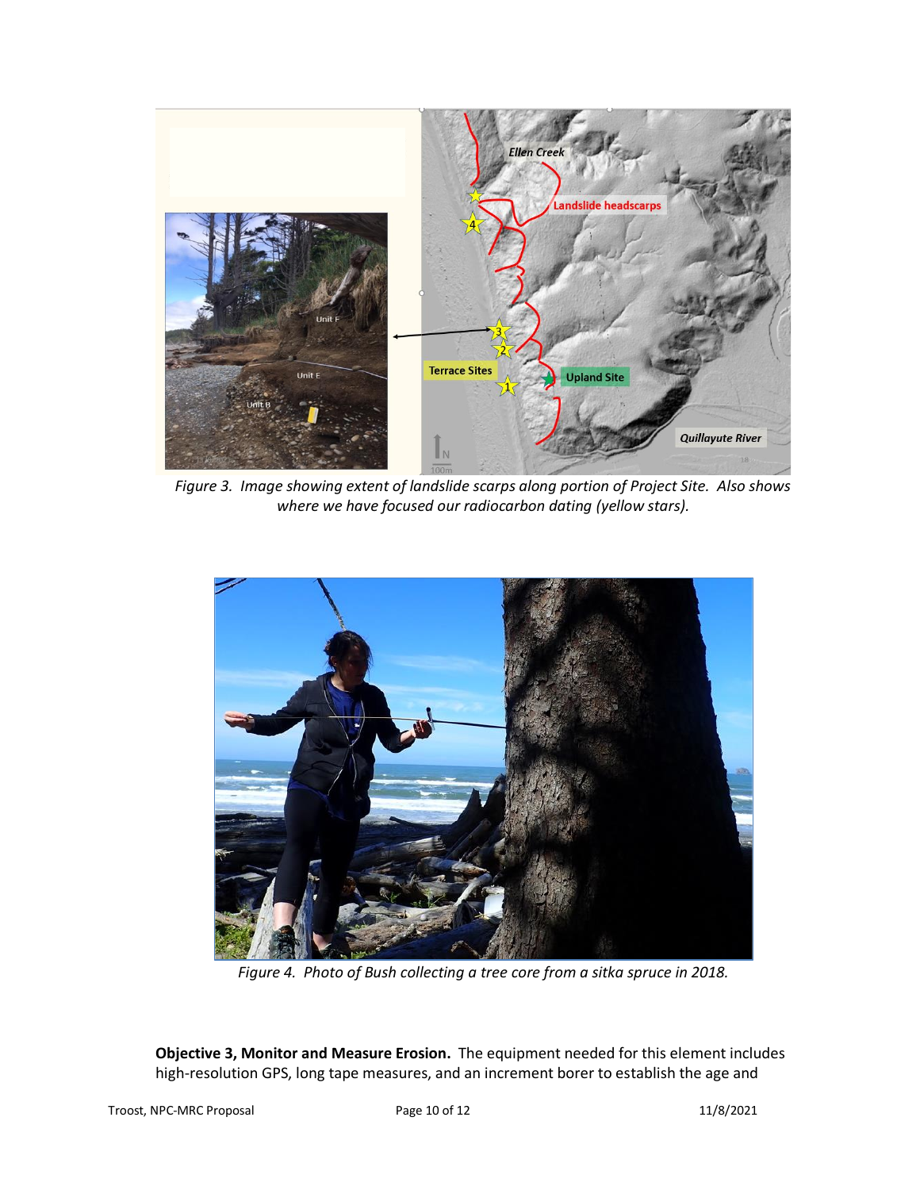*Figure 3. Image showing extent of landslide scarps along portion of Project Site. Also shows where we have focused our radiocarbon dating (yellow stars).*

*Figure 4. Photo of Bush collecting a tree core from a sitka spruce in 2018.*

**Objective 3, Monitor and Measure Erosion.** The equipment needed for this element includes high-resolution GPS, long tape measures, and an increment borer to establish the age and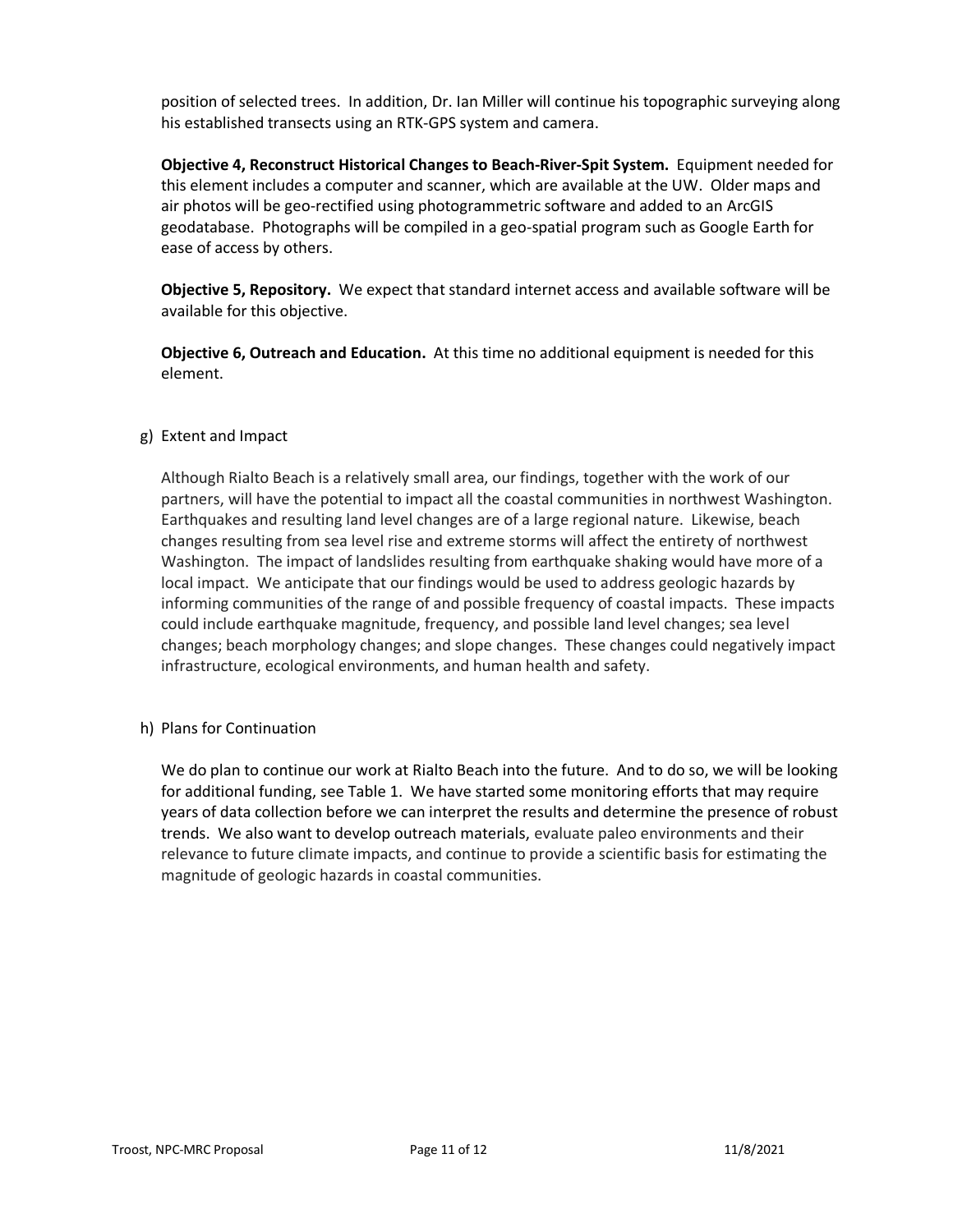position of selected trees. In addition, Dr. Ian Miller will continue his topographic surveying along his established transects using an RTK-GPS system and camera.

**Objective 4, Reconstruct Historical Changes to Beach-River-Spit System.** Equipment needed for this element includes a computer and scanner, which are available at the UW. Older maps and air photos will be geo-rectified using photogrammetric software and added to an ArcGIS geodatabase. Photographs will be compiled in a geo-spatial program such as Google Earth for ease of access by others.

**Objective 5, Repository.** We expect that standard internet access and available software will be available for this objective.

**Objective 6, Outreach and Education.** At this time no additional equipment is needed for this element.

g) Extent and Impact

Although Rialto Beach is a relatively small area, our findings, together with the work of our partners, will have the potential to impact all the coastal communities in northwest Washington. Earthquakes and resulting land level changes are of a large regional nature. Likewise, beach changes resulting from sea level rise and extreme storms will affect the entirety of northwest Washington. The impact of landslides resulting from earthquake shaking would have more of a local impact. We anticipate that our findings would be used to address geologic hazards by informing communities of the range of and possible frequency of coastal impacts. These impacts could include earthquake magnitude, frequency, and possible land level changes; sea level changes; beach morphology changes; and slope changes. These changes could negatively impact infrastructure, ecological environments, and human health and safety.

h) Plans for Continuation

We do plan to continue our work at Rialto Beach into the future. And to do so, we will be looking for additional funding, see Table 1. We have started some monitoring efforts that may require years of data collection before we can interpret the results and determine the presence of robust trends. We also want to develop outreach materials, evaluate paleo environments and their relevance to future climate impacts, and continue to provide a scientific basis for estimating the magnitude of geologic hazards in coastal communities.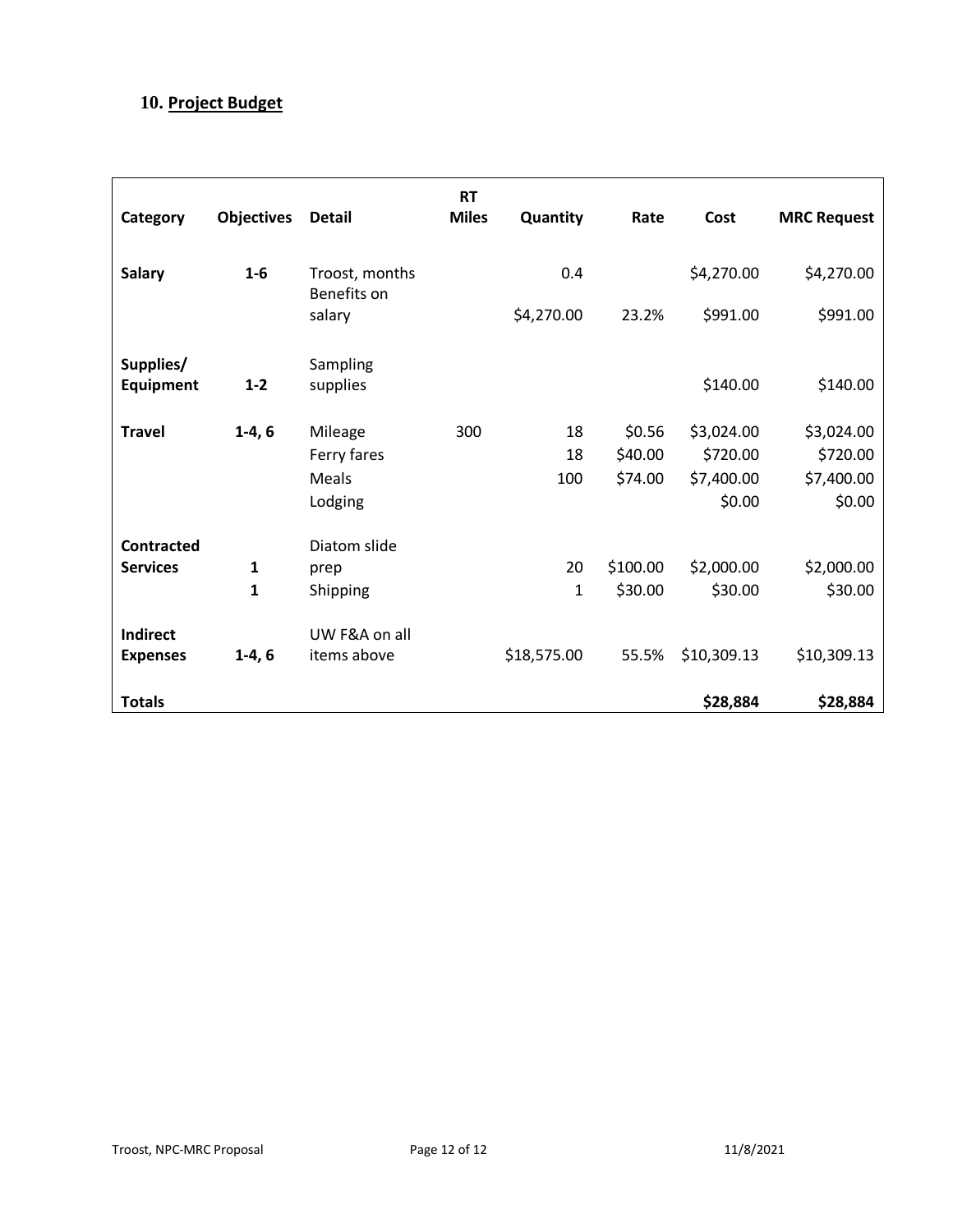## 10. Project Budget

| Category | Objectives | Detail | RT Miles | Quantity | Rate | Cost | MRC Request |
|---|---|---|---|---|---|---|---|
| **Salary** | **1-6** | Troost, months | | 0.4 | | $4,270.00 | $4,270.00 |
| | | Benefits on salary | | $4,270.00 | 23.2% | $991.00 | $991.00 |
| **Supplies/ Equipment** | **1-2** | Sampling supplies | | | | $140.00 | $140.00 |
| **Travel** | **1-4, 6** | Mileage | 300 | 18 | $0.56 | $3,024.00 | $3,024.00 |
| | | Ferry fares | | 18 | $40.00 | $720.00 | $720.00 |
| | | Meals | | 100 | $74.00 | $7,400.00 | $7,400.00 |
| | | Lodging | | | | $0.00 | $0.00 |
| **Contracted Services** | **1** | Diatom slide prep | | 20 | $100.00 | $2,000.00 | $2,000.00 |
| | **1** | Shipping | | 1 | $30.00 | $30.00 | $30.00 |
| **Indirect Expenses** | **1-4, 6** | UW F&A on all items above | | $18,575.00 | 55.5% | $10,309.13 | $10,309.13 |
| **Totals** | | | | | | **$28,884** | **$28,884** |